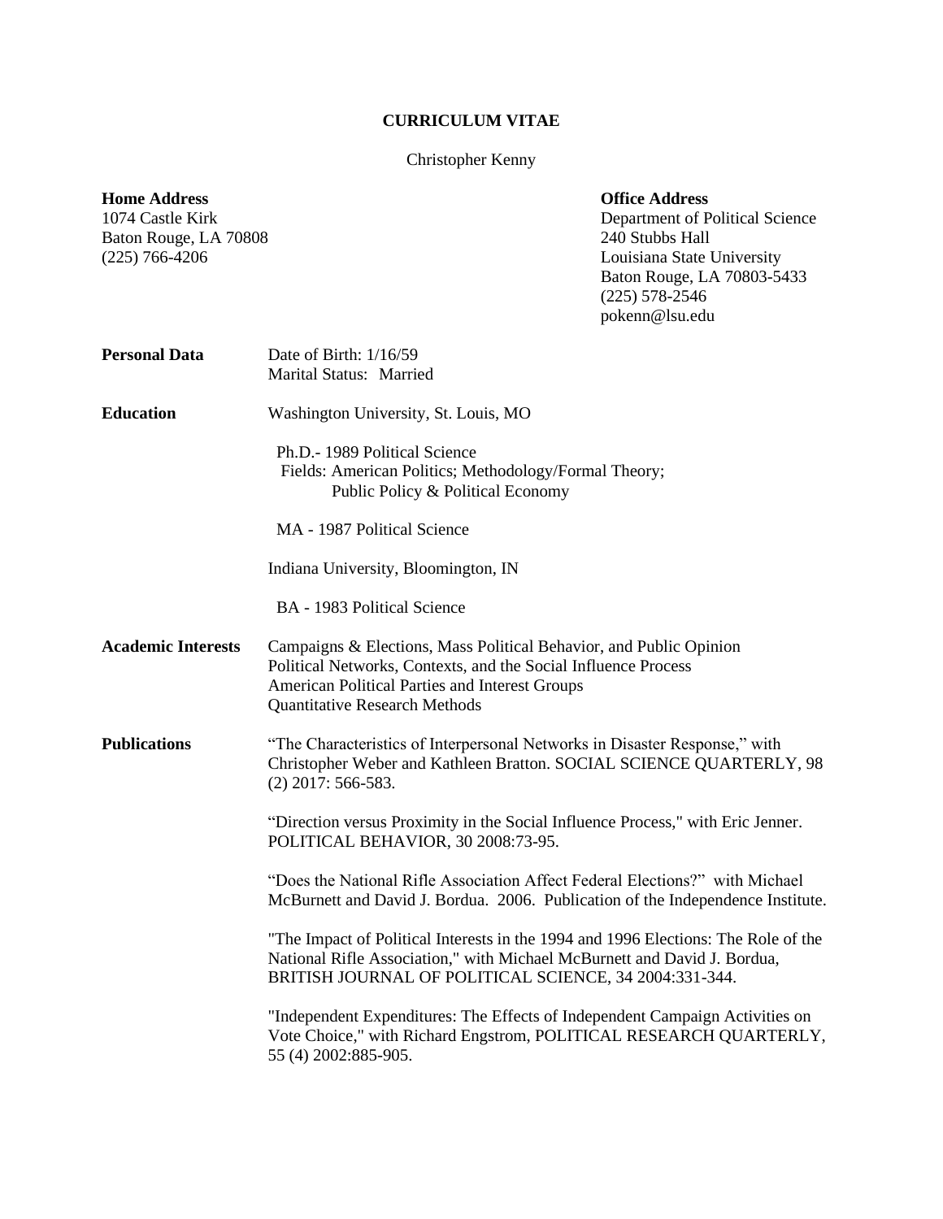# CURRICULUM VITAE

Christopher Kenny

**Home Address**
1074 Castle Kirk
Baton Rouge, LA 70808
(225) 766-4206

**Office Address**
Department of Political Science
240 Stubbs Hall
Louisiana State University
Baton Rouge, LA 70803-5433
(225) 578-2546
pokenn@lsu.edu

**Personal Data**

Date of Birth: 1/16/59
Marital Status: Married

**Education**

Washington University, St. Louis, MO

Ph.D.- 1989 Political Science
Fields: American Politics; Methodology/Formal Theory;
Public Policy & Political Economy

MA - 1987 Political Science

Indiana University, Bloomington, IN

BA - 1983 Political Science

**Academic Interests**

Campaigns & Elections, Mass Political Behavior, and Public Opinion
Political Networks, Contexts, and the Social Influence Process
American Political Parties and Interest Groups
Quantitative Research Methods

**Publications**

"The Characteristics of Interpersonal Networks in Disaster Response," with Christopher Weber and Kathleen Bratton. SOCIAL SCIENCE QUARTERLY, 98 (2) 2017: 566-583.

"Direction versus Proximity in the Social Influence Process," with Eric Jenner. POLITICAL BEHAVIOR, 30 2008:73-95.

"Does the National Rifle Association Affect Federal Elections?" with Michael McBurnett and David J. Bordua. 2006. Publication of the Independence Institute.

"The Impact of Political Interests in the 1994 and 1996 Elections: The Role of the National Rifle Association," with Michael McBurnett and David J. Bordua, BRITISH JOURNAL OF POLITICAL SCIENCE, 34 2004:331-344.

"Independent Expenditures: The Effects of Independent Campaign Activities on Vote Choice," with Richard Engstrom, POLITICAL RESEARCH QUARTERLY, 55 (4) 2002:885-905.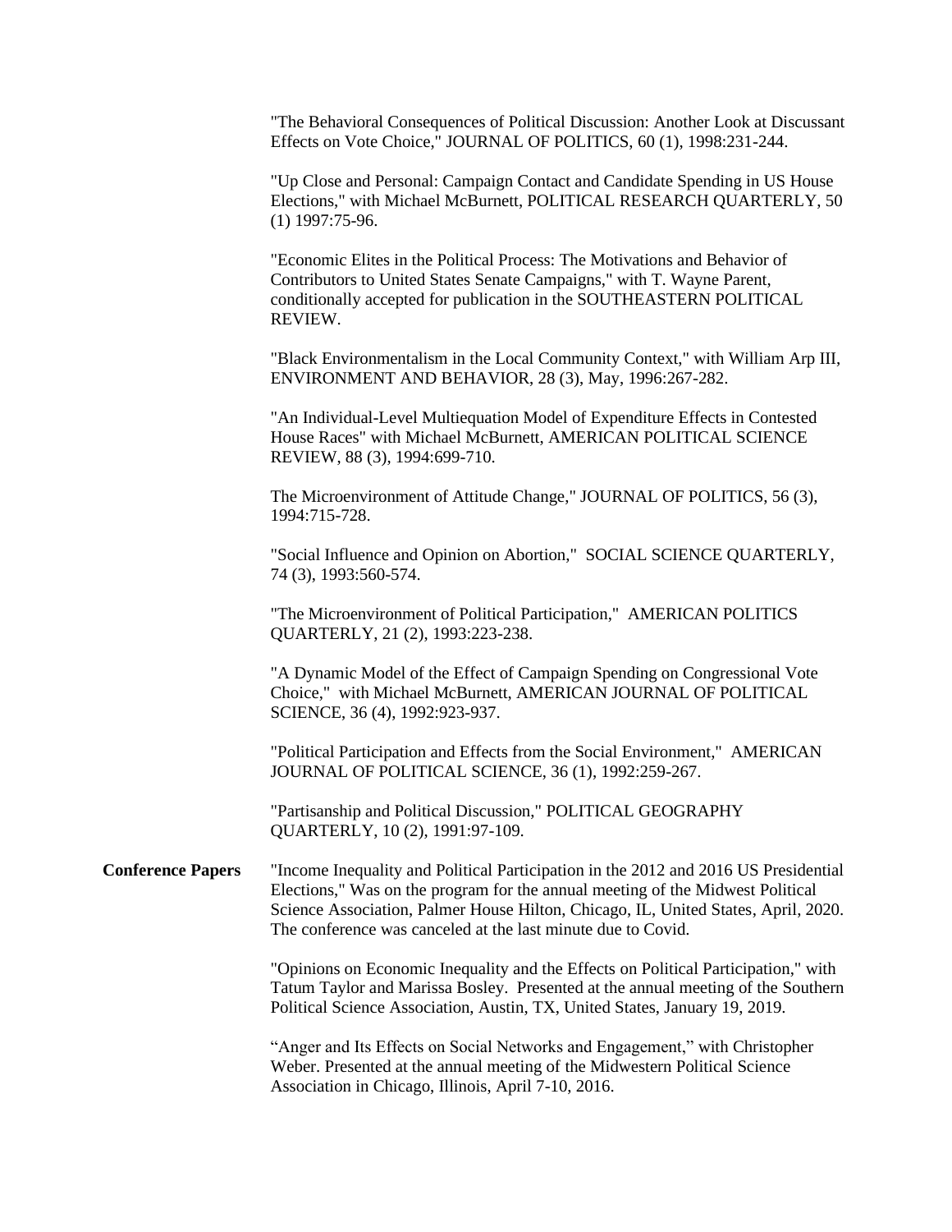"The Behavioral Consequences of Political Discussion: Another Look at Discussant Effects on Vote Choice," JOURNAL OF POLITICS, 60 (1), 1998:231-244.

"Up Close and Personal: Campaign Contact and Candidate Spending in US House Elections," with Michael McBurnett, POLITICAL RESEARCH QUARTERLY, 50 (1) 1997:75-96.

"Economic Elites in the Political Process: The Motivations and Behavior of Contributors to United States Senate Campaigns," with T. Wayne Parent, conditionally accepted for publication in the SOUTHEASTERN POLITICAL REVIEW.

"Black Environmentalism in the Local Community Context," with William Arp III, ENVIRONMENT AND BEHAVIOR, 28 (3), May, 1996:267-282.

"An Individual-Level Multiequation Model of Expenditure Effects in Contested House Races" with Michael McBurnett, AMERICAN POLITICAL SCIENCE REVIEW, 88 (3), 1994:699-710.

The Microenvironment of Attitude Change," JOURNAL OF POLITICS, 56 (3), 1994:715-728.

"Social Influence and Opinion on Abortion," SOCIAL SCIENCE QUARTERLY, 74 (3), 1993:560-574.

"The Microenvironment of Political Participation," AMERICAN POLITICS QUARTERLY, 21 (2), 1993:223-238.

"A Dynamic Model of the Effect of Campaign Spending on Congressional Vote Choice," with Michael McBurnett, AMERICAN JOURNAL OF POLITICAL SCIENCE, 36 (4), 1992:923-937.

"Political Participation and Effects from the Social Environment," AMERICAN JOURNAL OF POLITICAL SCIENCE, 36 (1), 1992:259-267.

"Partisanship and Political Discussion," POLITICAL GEOGRAPHY QUARTERLY, 10 (2), 1991:97-109.

**Conference Papers**

"Income Inequality and Political Participation in the 2012 and 2016 US Presidential Elections," Was on the program for the annual meeting of the Midwest Political Science Association, Palmer House Hilton, Chicago, IL, United States, April, 2020. The conference was canceled at the last minute due to Covid.

"Opinions on Economic Inequality and the Effects on Political Participation," with Tatum Taylor and Marissa Bosley. Presented at the annual meeting of the Southern Political Science Association, Austin, TX, United States, January 19, 2019.

"Anger and Its Effects on Social Networks and Engagement," with Christopher Weber. Presented at the annual meeting of the Midwestern Political Science Association in Chicago, Illinois, April 7-10, 2016.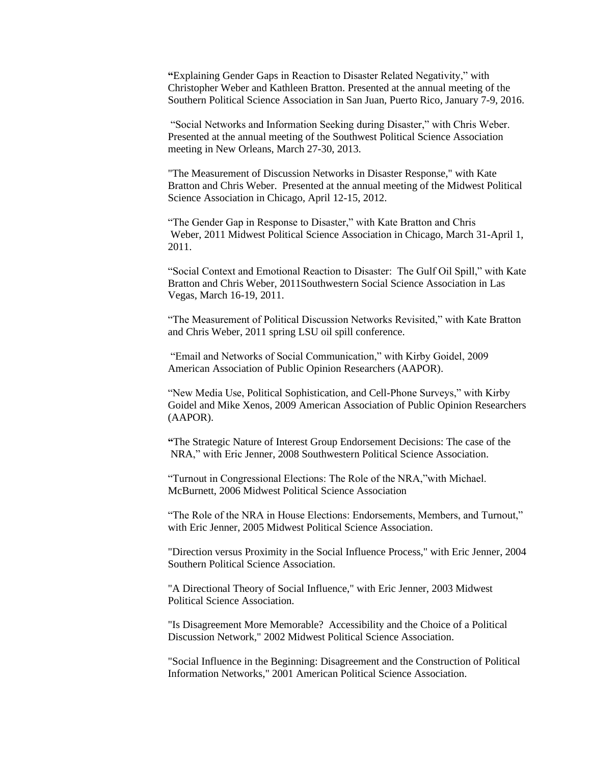"Explaining Gender Gaps in Reaction to Disaster Related Negativity," with Christopher Weber and Kathleen Bratton. Presented at the annual meeting of the Southern Political Science Association in San Juan, Puerto Rico, January 7-9, 2016.

"Social Networks and Information Seeking during Disaster," with Chris Weber. Presented at the annual meeting of the Southwest Political Science Association meeting in New Orleans, March 27-30, 2013.

"The Measurement of Discussion Networks in Disaster Response," with Kate Bratton and Chris Weber. Presented at the annual meeting of the Midwest Political Science Association in Chicago, April 12-15, 2012.

"The Gender Gap in Response to Disaster," with Kate Bratton and Chris Weber, 2011 Midwest Political Science Association in Chicago, March 31-April 1, 2011.

"Social Context and Emotional Reaction to Disaster: The Gulf Oil Spill," with Kate Bratton and Chris Weber, 2011Southwestern Social Science Association in Las Vegas, March 16-19, 2011.

"The Measurement of Political Discussion Networks Revisited," with Kate Bratton and Chris Weber, 2011 spring LSU oil spill conference.

"Email and Networks of Social Communication," with Kirby Goidel, 2009 American Association of Public Opinion Researchers (AAPOR).

"New Media Use, Political Sophistication, and Cell-Phone Surveys," with Kirby Goidel and Mike Xenos, 2009 American Association of Public Opinion Researchers (AAPOR).

"The Strategic Nature of Interest Group Endorsement Decisions: The case of the NRA," with Eric Jenner, 2008 Southwestern Political Science Association.

"Turnout in Congressional Elections: The Role of the NRA,"with Michael. McBurnett, 2006 Midwest Political Science Association

"The Role of the NRA in House Elections: Endorsements, Members, and Turnout," with Eric Jenner, 2005 Midwest Political Science Association.

"Direction versus Proximity in the Social Influence Process," with Eric Jenner, 2004 Southern Political Science Association.

"A Directional Theory of Social Influence," with Eric Jenner, 2003 Midwest Political Science Association.

"Is Disagreement More Memorable? Accessibility and the Choice of a Political Discussion Network," 2002 Midwest Political Science Association.

"Social Influence in the Beginning: Disagreement and the Construction of Political Information Networks," 2001 American Political Science Association.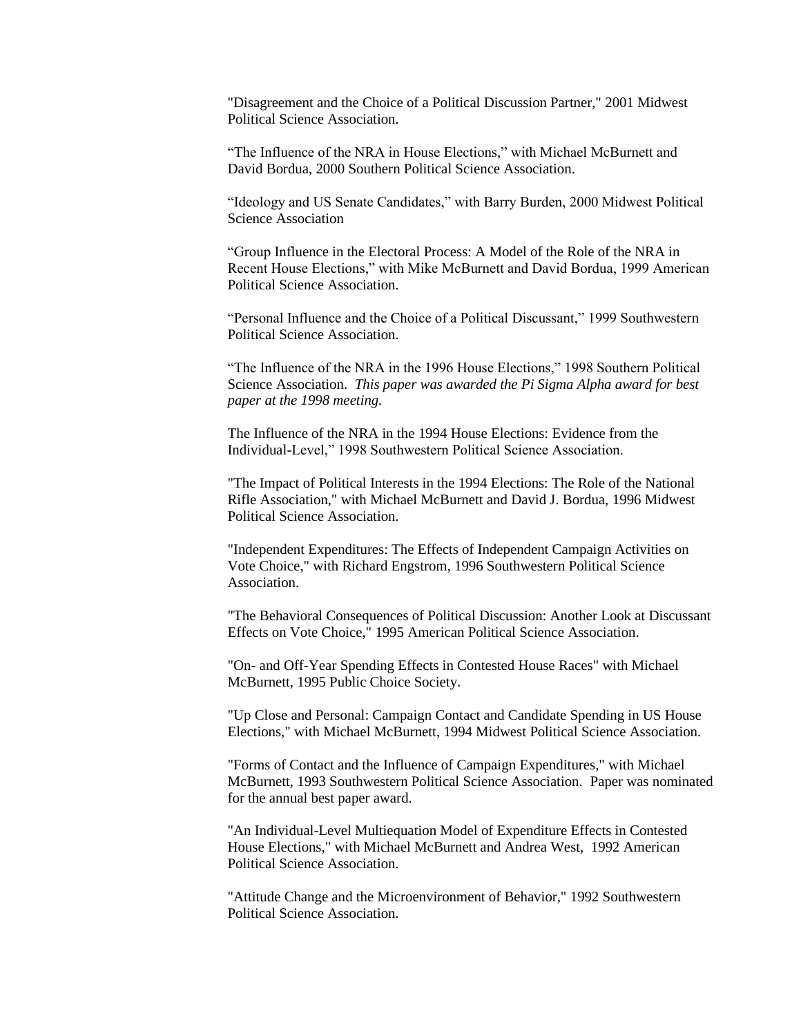"Disagreement and the Choice of a Political Discussion Partner," 2001 Midwest Political Science Association.

"The Influence of the NRA in House Elections," with Michael McBurnett and David Bordua, 2000 Southern Political Science Association.

"Ideology and US Senate Candidates," with Barry Burden, 2000 Midwest Political Science Association

"Group Influence in the Electoral Process: A Model of the Role of the NRA in Recent House Elections," with Mike McBurnett and David Bordua, 1999 American Political Science Association.

"Personal Influence and the Choice of a Political Discussant," 1999 Southwestern Political Science Association.

"The Influence of the NRA in the 1996 House Elections," 1998 Southern Political Science Association. *This paper was awarded the Pi Sigma Alpha award for best paper at the 1998 meeting.*

The Influence of the NRA in the 1994 House Elections: Evidence from the Individual-Level," 1998 Southwestern Political Science Association.

"The Impact of Political Interests in the 1994 Elections: The Role of the National Rifle Association," with Michael McBurnett and David J. Bordua, 1996 Midwest Political Science Association.

"Independent Expenditures: The Effects of Independent Campaign Activities on Vote Choice," with Richard Engstrom, 1996 Southwestern Political Science Association.

"The Behavioral Consequences of Political Discussion: Another Look at Discussant Effects on Vote Choice," 1995 American Political Science Association.

"On- and Off-Year Spending Effects in Contested House Races" with Michael McBurnett, 1995 Public Choice Society.

"Up Close and Personal: Campaign Contact and Candidate Spending in US House Elections," with Michael McBurnett, 1994 Midwest Political Science Association.

"Forms of Contact and the Influence of Campaign Expenditures," with Michael McBurnett, 1993 Southwestern Political Science Association. Paper was nominated for the annual best paper award.

"An Individual-Level Multiequation Model of Expenditure Effects in Contested House Elections," with Michael McBurnett and Andrea West, 1992 American Political Science Association.

"Attitude Change and the Microenvironment of Behavior," 1992 Southwestern Political Science Association.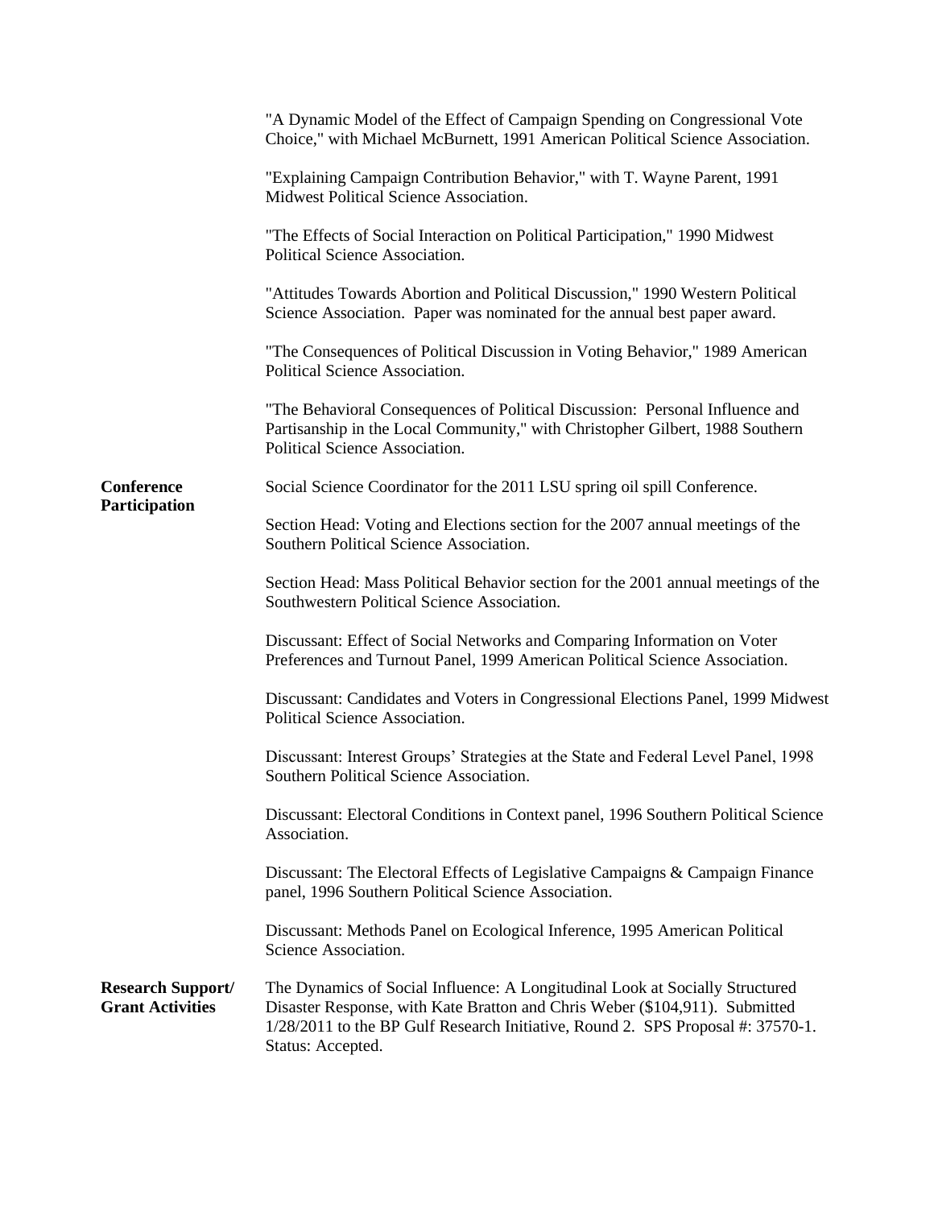"A Dynamic Model of the Effect of Campaign Spending on Congressional Vote Choice," with Michael McBurnett, 1991 American Political Science Association.

"Explaining Campaign Contribution Behavior," with T. Wayne Parent, 1991 Midwest Political Science Association.

"The Effects of Social Interaction on Political Participation," 1990 Midwest Political Science Association.

"Attitudes Towards Abortion and Political Discussion," 1990 Western Political Science Association. Paper was nominated for the annual best paper award.

"The Consequences of Political Discussion in Voting Behavior," 1989 American Political Science Association.

"The Behavioral Consequences of Political Discussion: Personal Influence and Partisanship in the Local Community," with Christopher Gilbert, 1988 Southern Political Science Association.

**Conference Participation**

Social Science Coordinator for the 2011 LSU spring oil spill Conference.

Section Head: Voting and Elections section for the 2007 annual meetings of the Southern Political Science Association.

Section Head: Mass Political Behavior section for the 2001 annual meetings of the Southwestern Political Science Association.

Discussant: Effect of Social Networks and Comparing Information on Voter Preferences and Turnout Panel, 1999 American Political Science Association.

Discussant: Candidates and Voters in Congressional Elections Panel, 1999 Midwest Political Science Association.

Discussant: Interest Groups' Strategies at the State and Federal Level Panel, 1998 Southern Political Science Association.

Discussant: Electoral Conditions in Context panel, 1996 Southern Political Science Association.

Discussant: The Electoral Effects of Legislative Campaigns & Campaign Finance panel, 1996 Southern Political Science Association.

Discussant: Methods Panel on Ecological Inference, 1995 American Political Science Association.

**Research Support/ Grant Activities**

The Dynamics of Social Influence: A Longitudinal Look at Socially Structured Disaster Response, with Kate Bratton and Chris Weber ($104,911). Submitted 1/28/2011 to the BP Gulf Research Initiative, Round 2. SPS Proposal #: 37570-1. Status: Accepted.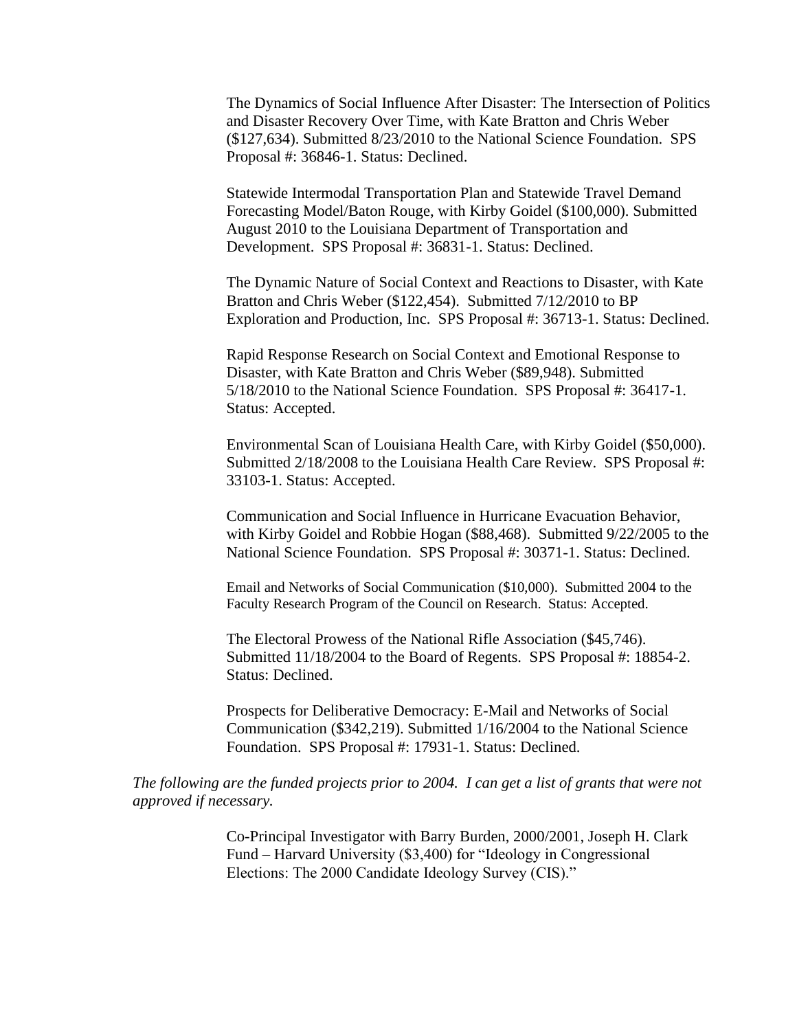The Dynamics of Social Influence After Disaster: The Intersection of Politics and Disaster Recovery Over Time, with Kate Bratton and Chris Weber ($127,634). Submitted 8/23/2010 to the National Science Foundation. SPS Proposal #: 36846-1. Status: Declined.

Statewide Intermodal Transportation Plan and Statewide Travel Demand Forecasting Model/Baton Rouge, with Kirby Goidel ($100,000). Submitted August 2010 to the Louisiana Department of Transportation and Development. SPS Proposal #: 36831-1. Status: Declined.

The Dynamic Nature of Social Context and Reactions to Disaster, with Kate Bratton and Chris Weber ($122,454). Submitted 7/12/2010 to BP Exploration and Production, Inc. SPS Proposal #: 36713-1. Status: Declined.

Rapid Response Research on Social Context and Emotional Response to Disaster, with Kate Bratton and Chris Weber ($89,948). Submitted 5/18/2010 to the National Science Foundation. SPS Proposal #: 36417-1. Status: Accepted.

Environmental Scan of Louisiana Health Care, with Kirby Goidel ($50,000). Submitted 2/18/2008 to the Louisiana Health Care Review. SPS Proposal #: 33103-1. Status: Accepted.

Communication and Social Influence in Hurricane Evacuation Behavior, with Kirby Goidel and Robbie Hogan ($88,468). Submitted 9/22/2005 to the National Science Foundation. SPS Proposal #: 30371-1. Status: Declined.

Email and Networks of Social Communication ($10,000). Submitted 2004 to the Faculty Research Program of the Council on Research. Status: Accepted.

The Electoral Prowess of the National Rifle Association ($45,746). Submitted 11/18/2004 to the Board of Regents. SPS Proposal #: 18854-2. Status: Declined.

Prospects for Deliberative Democracy: E-Mail and Networks of Social Communication ($342,219). Submitted 1/16/2004 to the National Science Foundation. SPS Proposal #: 17931-1. Status: Declined.

*The following are the funded projects prior to 2004. I can get a list of grants that were not approved if necessary.*

Co-Principal Investigator with Barry Burden, 2000/2001, Joseph H. Clark Fund – Harvard University ($3,400) for "Ideology in Congressional Elections: The 2000 Candidate Ideology Survey (CIS)."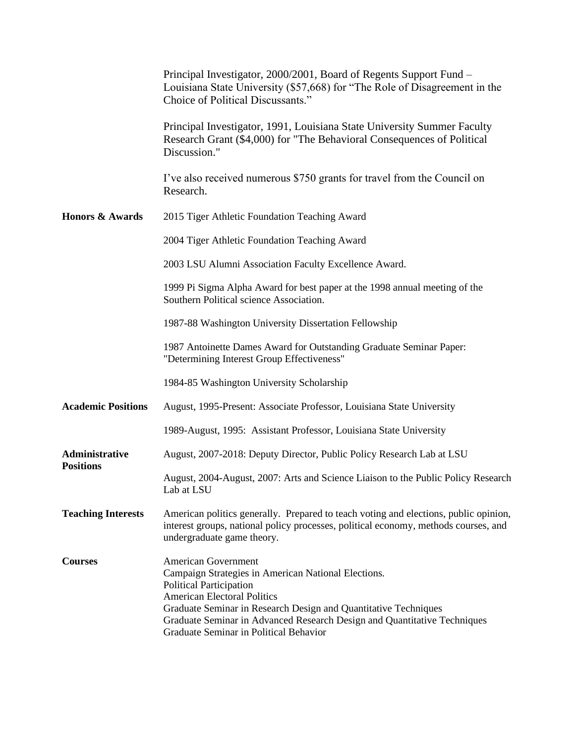Principal Investigator, 2000/2001, Board of Regents Support Fund – Louisiana State University ($57,668) for "The Role of Disagreement in the Choice of Political Discussants."

Principal Investigator, 1991, Louisiana State University Summer Faculty Research Grant ($4,000) for "The Behavioral Consequences of Political Discussion."

I've also received numerous $750 grants for travel from the Council on Research.

**Honors & Awards**

2015 Tiger Athletic Foundation Teaching Award

2004 Tiger Athletic Foundation Teaching Award

2003 LSU Alumni Association Faculty Excellence Award.

1999 Pi Sigma Alpha Award for best paper at the 1998 annual meeting of the Southern Political science Association.

1987-88 Washington University Dissertation Fellowship

1987 Antoinette Dames Award for Outstanding Graduate Seminar Paper: "Determining Interest Group Effectiveness"

1984-85 Washington University Scholarship

**Academic Positions**

August, 1995-Present: Associate Professor, Louisiana State University

1989-August, 1995: Assistant Professor, Louisiana State University

**Administrative Positions**

August, 2007-2018: Deputy Director, Public Policy Research Lab at LSU

August, 2004-August, 2007: Arts and Science Liaison to the Public Policy Research Lab at LSU

**Teaching Interests**

American politics generally. Prepared to teach voting and elections, public opinion, interest groups, national policy processes, political economy, methods courses, and undergraduate game theory.

**Courses**

American Government
Campaign Strategies in American National Elections.
Political Participation
American Electoral Politics
Graduate Seminar in Research Design and Quantitative Techniques
Graduate Seminar in Advanced Research Design and Quantitative Techniques
Graduate Seminar in Political Behavior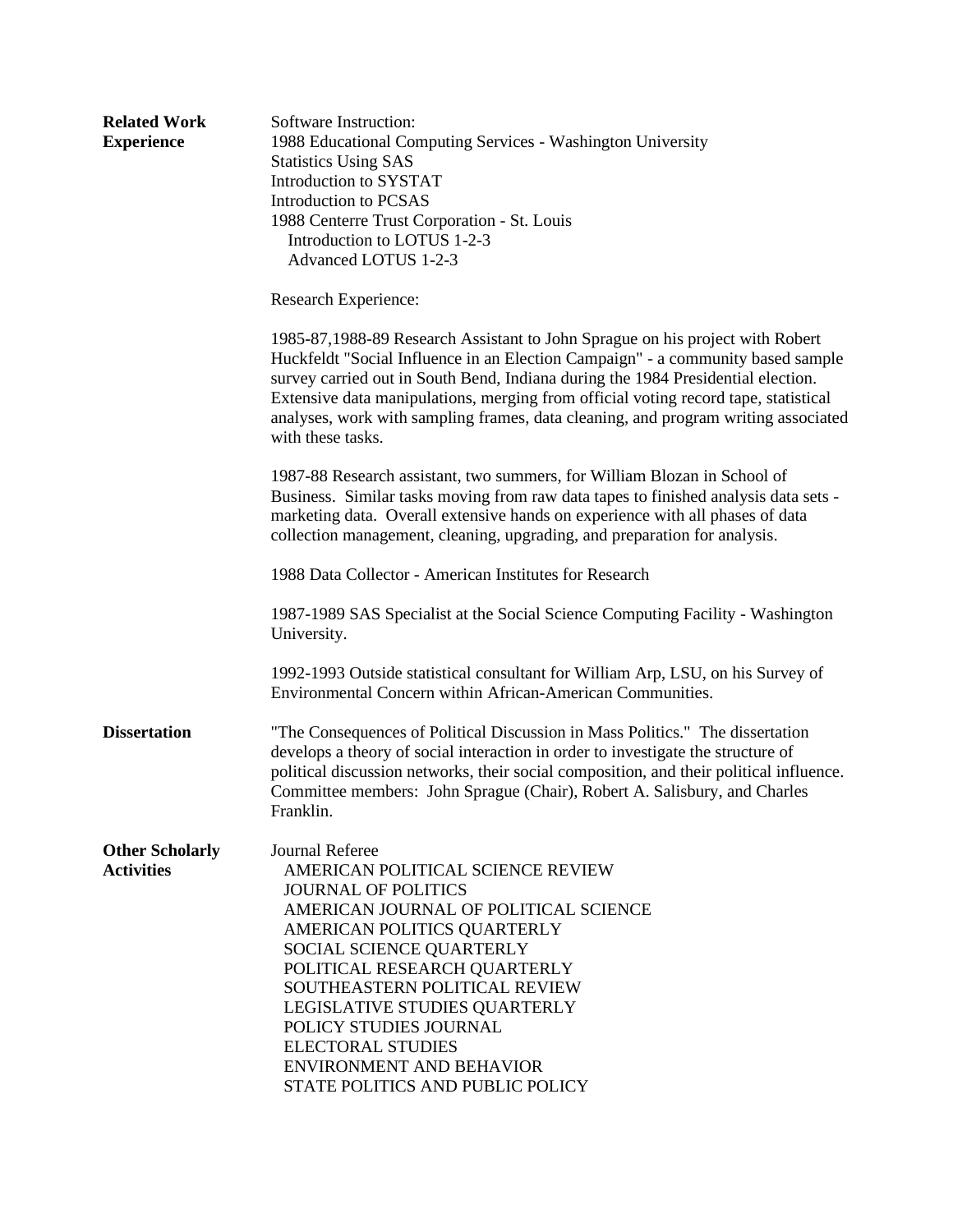**Related Work Experience**

Software Instruction:

1988 Educational Computing Services - Washington University
Statistics Using SAS
Introduction to SYSTAT
Introduction to PCSAS

1988 Centerre Trust Corporation - St. Louis
Introduction to LOTUS 1-2-3
Advanced LOTUS 1-2-3

Research Experience:

1985-87,1988-89 Research Assistant to John Sprague on his project with Robert Huckfeldt "Social Influence in an Election Campaign" - a community based sample survey carried out in South Bend, Indiana during the 1984 Presidential election. Extensive data manipulations, merging from official voting record tape, statistical analyses, work with sampling frames, data cleaning, and program writing associated with these tasks.

1987-88 Research assistant, two summers, for William Blozan in School of Business. Similar tasks moving from raw data tapes to finished analysis data sets - marketing data. Overall extensive hands on experience with all phases of data collection management, cleaning, upgrading, and preparation for analysis.

1988 Data Collector - American Institutes for Research

1987-1989 SAS Specialist at the Social Science Computing Facility - Washington University.

1992-1993 Outside statistical consultant for William Arp, LSU, on his Survey of Environmental Concern within African-American Communities.

**Dissertation**

"The Consequences of Political Discussion in Mass Politics." The dissertation develops a theory of social interaction in order to investigate the structure of political discussion networks, their social composition, and their political influence. Committee members: John Sprague (Chair), Robert A. Salisbury, and Charles Franklin.

**Other Scholarly Activities**

Journal Referee

- AMERICAN POLITICAL SCIENCE REVIEW
- JOURNAL OF POLITICS
- AMERICAN JOURNAL OF POLITICAL SCIENCE
- AMERICAN POLITICS QUARTERLY
- SOCIAL SCIENCE QUARTERLY
- POLITICAL RESEARCH QUARTERLY
- SOUTHEASTERN POLITICAL REVIEW
- LEGISLATIVE STUDIES QUARTERLY
- POLICY STUDIES JOURNAL
- ELECTORAL STUDIES
- ENVIRONMENT AND BEHAVIOR
- STATE POLITICS AND PUBLIC POLICY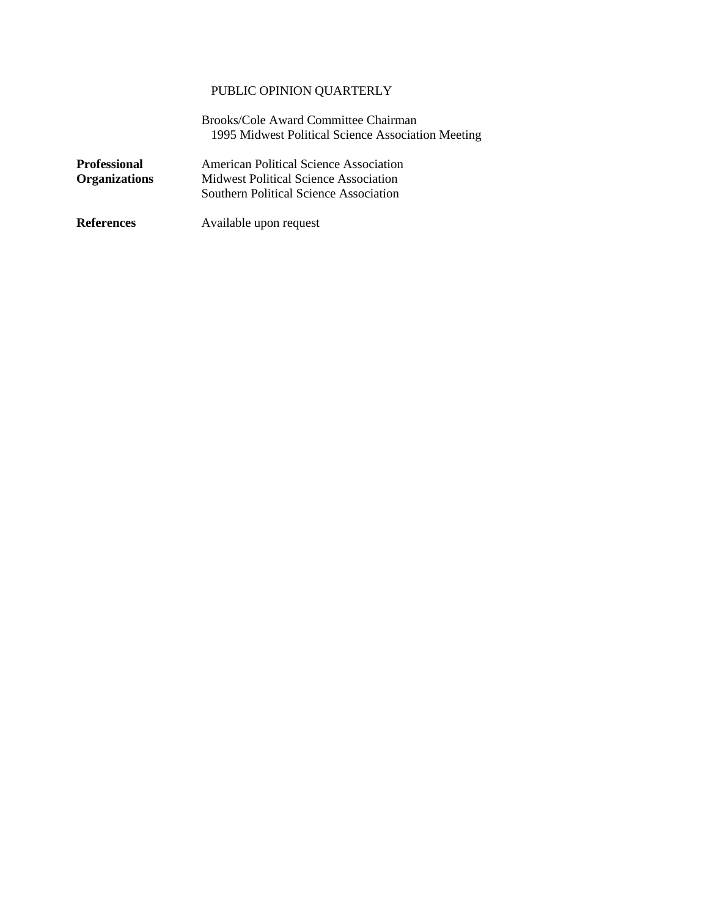PUBLIC OPINION QUARTERLY

Brooks/Cole Award Committee Chairman
1995 Midwest Political Science Association Meeting

**Professional Organizations**
American Political Science Association
Midwest Political Science Association
Southern Political Science Association

**References**
Available upon request